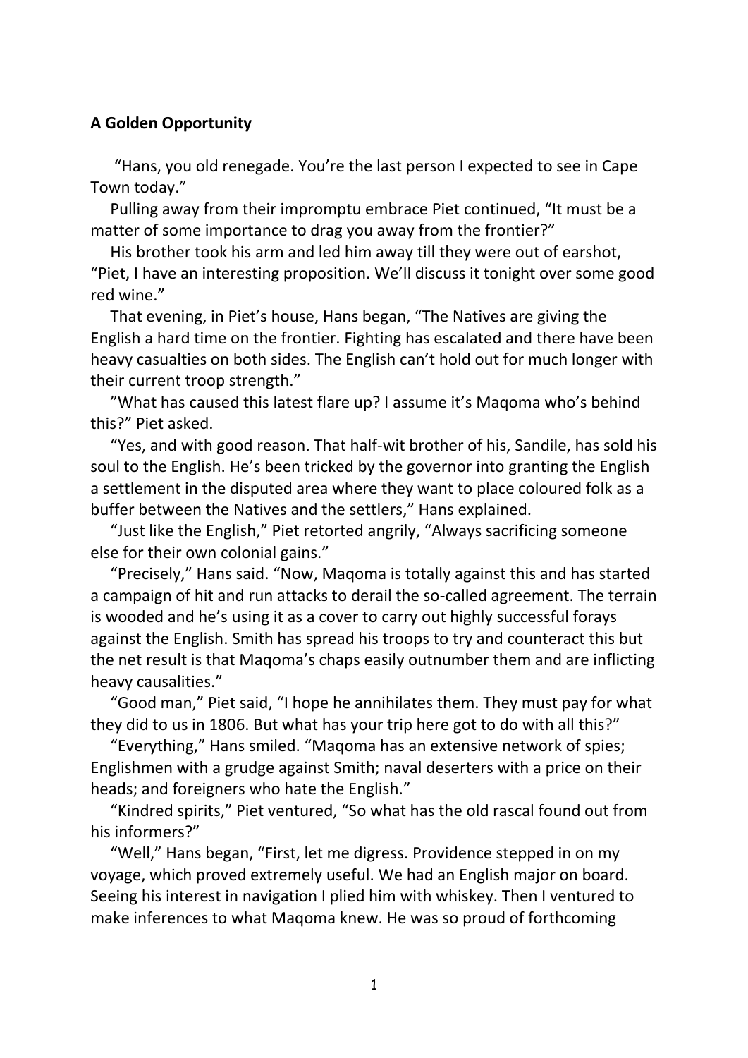**A Golden Opportunity**

"Hans, you old renegade. You're the last person I expected to see in Cape Town today."

Pulling away from their impromptu embrace Piet continued, "It must be a matter of some importance to drag you away from the frontier?"

His brother took his arm and led him away till they were out of earshot, "Piet, I have an interesting proposition. We'll discuss it tonight over some good red wine."

That evening, in Piet's house, Hans began, "The Natives are giving the English a hard time on the frontier. Fighting has escalated and there have been heavy casualties on both sides. The English can't hold out for much longer with their current troop strength."

"What has caused this latest flare up? I assume it's Maqoma who's behind this?" Piet asked.

"Yes, and with good reason. That half-wit brother of his, Sandile, has sold his soul to the English. He's been tricked by the governor into granting the English a settlement in the disputed area where they want to place coloured folk as a buffer between the Natives and the settlers," Hans explained.

"Just like the English," Piet retorted angrily, "Always sacrificing someone else for their own colonial gains."

"Precisely," Hans said. "Now, Maqoma is totally against this and has started a campaign of hit and run attacks to derail the so-called agreement. The terrain is wooded and he's using it as a cover to carry out highly successful forays against the English. Smith has spread his troops to try and counteract this but the net result is that Maqoma's chaps easily outnumber them and are inflicting heavy causalities."

"Good man," Piet said, "I hope he annihilates them. They must pay for what they did to us in 1806. But what has your trip here got to do with all this?"

"Everything," Hans smiled. "Maqoma has an extensive network of spies; Englishmen with a grudge against Smith; naval deserters with a price on their heads; and foreigners who hate the English."

"Kindred spirits," Piet ventured, "So what has the old rascal found out from his informers?"

"Well," Hans began, "First, let me digress. Providence stepped in on my voyage, which proved extremely useful. We had an English major on board. Seeing his interest in navigation I plied him with whiskey. Then I ventured to make inferences to what Maqoma knew. He was so proud of forthcoming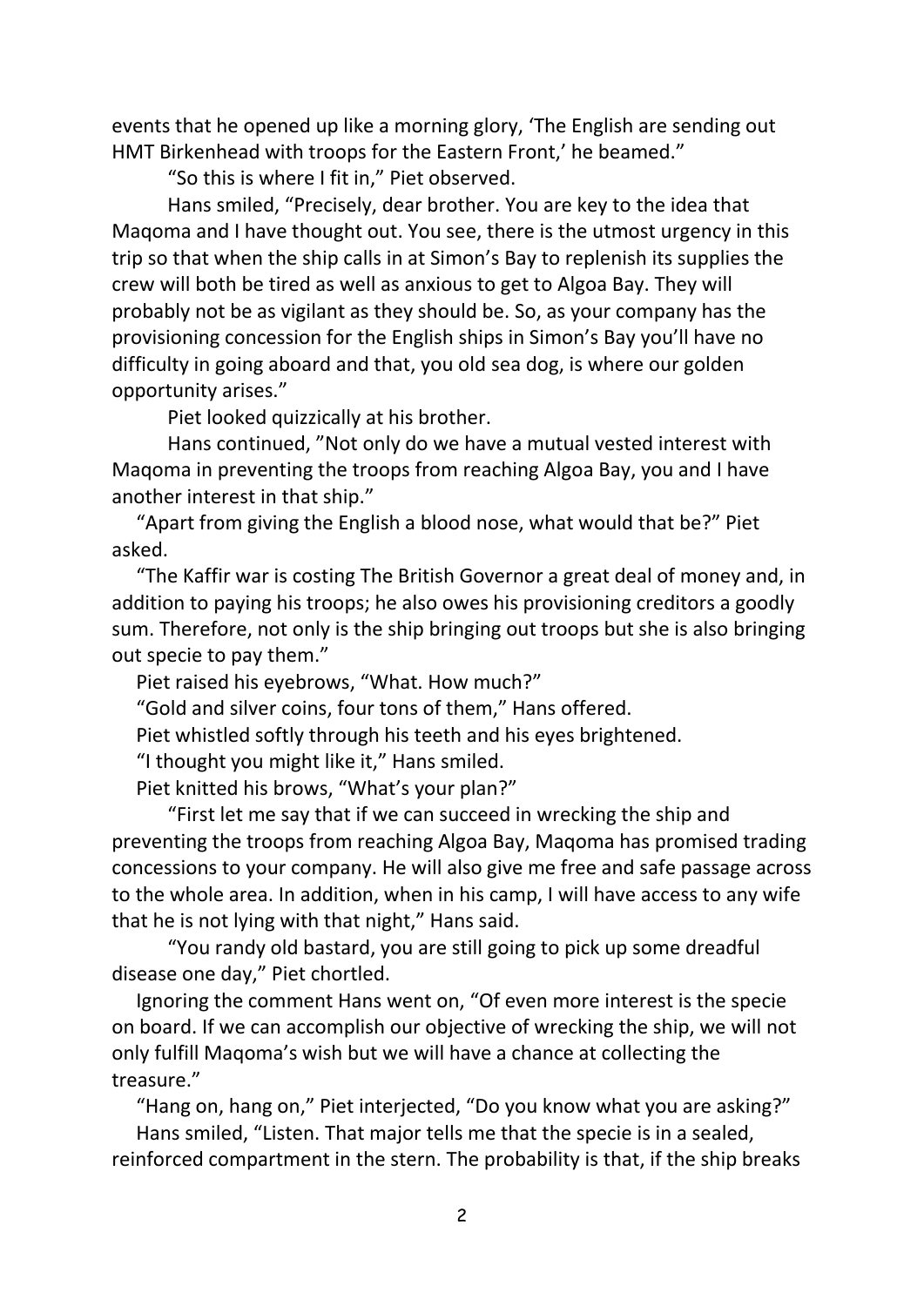events that he opened up like a morning glory, 'The English are sending out HMT Birkenhead with troops for the Eastern Front,' he beamed."

"So this is where I fit in," Piet observed.

Hans smiled, "Precisely, dear brother. You are key to the idea that Maqoma and I have thought out. You see, there is the utmost urgency in this trip so that when the ship calls in at Simon's Bay to replenish its supplies the crew will both be tired as well as anxious to get to Algoa Bay. They will probably not be as vigilant as they should be. So, as your company has the provisioning concession for the English ships in Simon's Bay you'll have no difficulty in going aboard and that, you old sea dog, is where our golden opportunity arises."

Piet looked quizzically at his brother.

Hans continued, "Not only do we have a mutual vested interest with Maqoma in preventing the troops from reaching Algoa Bay, you and I have another interest in that ship."

"Apart from giving the English a blood nose, what would that be?" Piet asked.

"The Kaffir war is costing The British Governor a great deal of money and, in addition to paying his troops; he also owes his provisioning creditors a goodly sum. Therefore, not only is the ship bringing out troops but she is also bringing out specie to pay them."

Piet raised his eyebrows, "What. How much?"

"Gold and silver coins, four tons of them," Hans offered.

Piet whistled softly through his teeth and his eyes brightened.

"I thought you might like it," Hans smiled.

Piet knitted his brows, "What's your plan?"

"First let me say that if we can succeed in wrecking the ship and preventing the troops from reaching Algoa Bay, Maqoma has promised trading concessions to your company. He will also give me free and safe passage across to the whole area. In addition, when in his camp, I will have access to any wife that he is not lying with that night," Hans said.

"You randy old bastard, you are still going to pick up some dreadful disease one day," Piet chortled.

Ignoring the comment Hans went on, "Of even more interest is the specie on board. If we can accomplish our objective of wrecking the ship, we will not only fulfill Maqoma's wish but we will have a chance at collecting the treasure."

"Hang on, hang on," Piet interjected, "Do you know what you are asking?"

Hans smiled, "Listen. That major tells me that the specie is in a sealed, reinforced compartment in the stern. The probability is that, if the ship breaks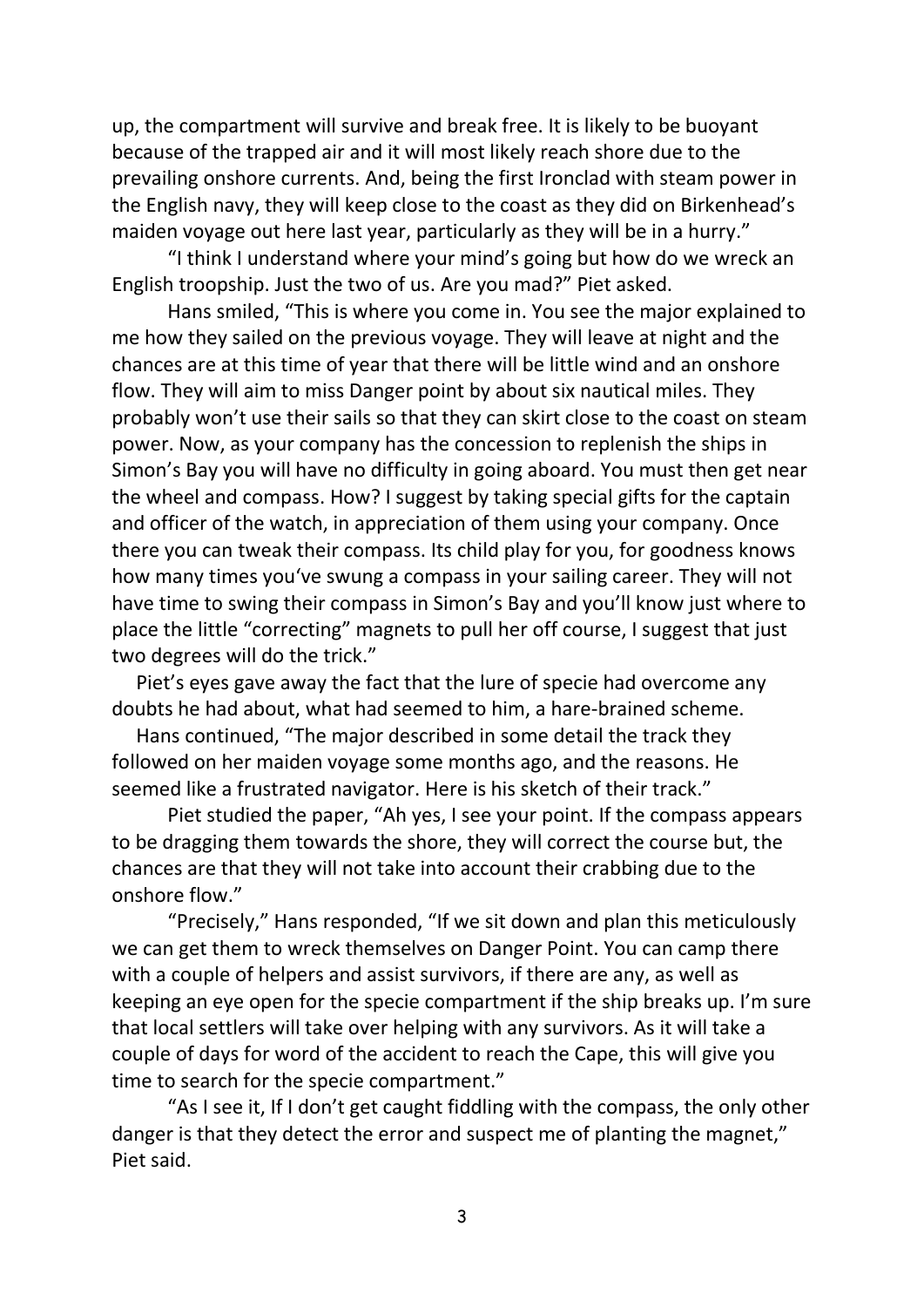up, the compartment will survive and break free. It is likely to be buoyant because of the trapped air and it will most likely reach shore due to the prevailing onshore currents. And, being the first Ironclad with steam power in the English navy, they will keep close to the coast as they did on Birkenhead's maiden voyage out here last year, particularly as they will be in a hurry."

"I think I understand where your mind's going but how do we wreck an English troopship. Just the two of us. Are you mad?" Piet asked.

Hans smiled, "This is where you come in. You see the major explained to me how they sailed on the previous voyage. They will leave at night and the chances are at this time of year that there will be little wind and an onshore flow. They will aim to miss Danger point by about six nautical miles. They probably won't use their sails so that they can skirt close to the coast on steam power. Now, as your company has the concession to replenish the ships in Simon's Bay you will have no difficulty in going aboard. You must then get near the wheel and compass. How? I suggest by taking special gifts for the captain and officer of the watch, in appreciation of them using your company. Once there you can tweak their compass. Its child play for you, for goodness knows how many times you've swung a compass in your sailing career. They will not have time to swing their compass in Simon's Bay and you'll know just where to place the little "correcting" magnets to pull her off course, I suggest that just two degrees will do the trick."

Piet's eyes gave away the fact that the lure of specie had overcome any doubts he had about, what had seemed to him, a hare-brained scheme.

Hans continued, "The major described in some detail the track they followed on her maiden voyage some months ago, and the reasons. He seemed like a frustrated navigator. Here is his sketch of their track."

Piet studied the paper, "Ah yes, I see your point. If the compass appears to be dragging them towards the shore, they will correct the course but, the chances are that they will not take into account their crabbing due to the onshore flow."

"Precisely," Hans responded, "If we sit down and plan this meticulously we can get them to wreck themselves on Danger Point. You can camp there with a couple of helpers and assist survivors, if there are any, as well as keeping an eye open for the specie compartment if the ship breaks up. I'm sure that local settlers will take over helping with any survivors. As it will take a couple of days for word of the accident to reach the Cape, this will give you time to search for the specie compartment."

"As I see it, If I don't get caught fiddling with the compass, the only other danger is that they detect the error and suspect me of planting the magnet," Piet said.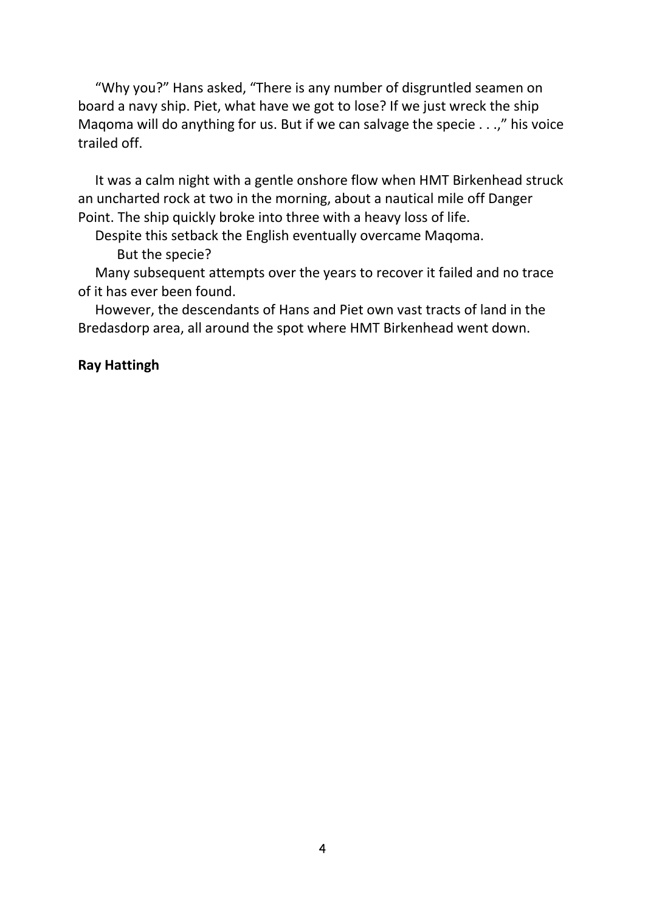"Why you?" Hans asked, "There is any number of disgruntled seamen on board a navy ship. Piet, what have we got to lose? If we just wreck the ship Maqoma will do anything for us. But if we can salvage the specie . . .," his voice trailed off.

It was a calm night with a gentle onshore flow when HMT Birkenhead struck an uncharted rock at two in the morning, about a nautical mile off Danger Point. The ship quickly broke into three with a heavy loss of life.

Despite this setback the English eventually overcame Maqoma.

But the specie?

Many subsequent attempts over the years to recover it failed and no trace of it has ever been found.

However, the descendants of Hans and Piet own vast tracts of land in the Bredasdorp area, all around the spot where HMT Birkenhead went down.

**Ray Hattingh**